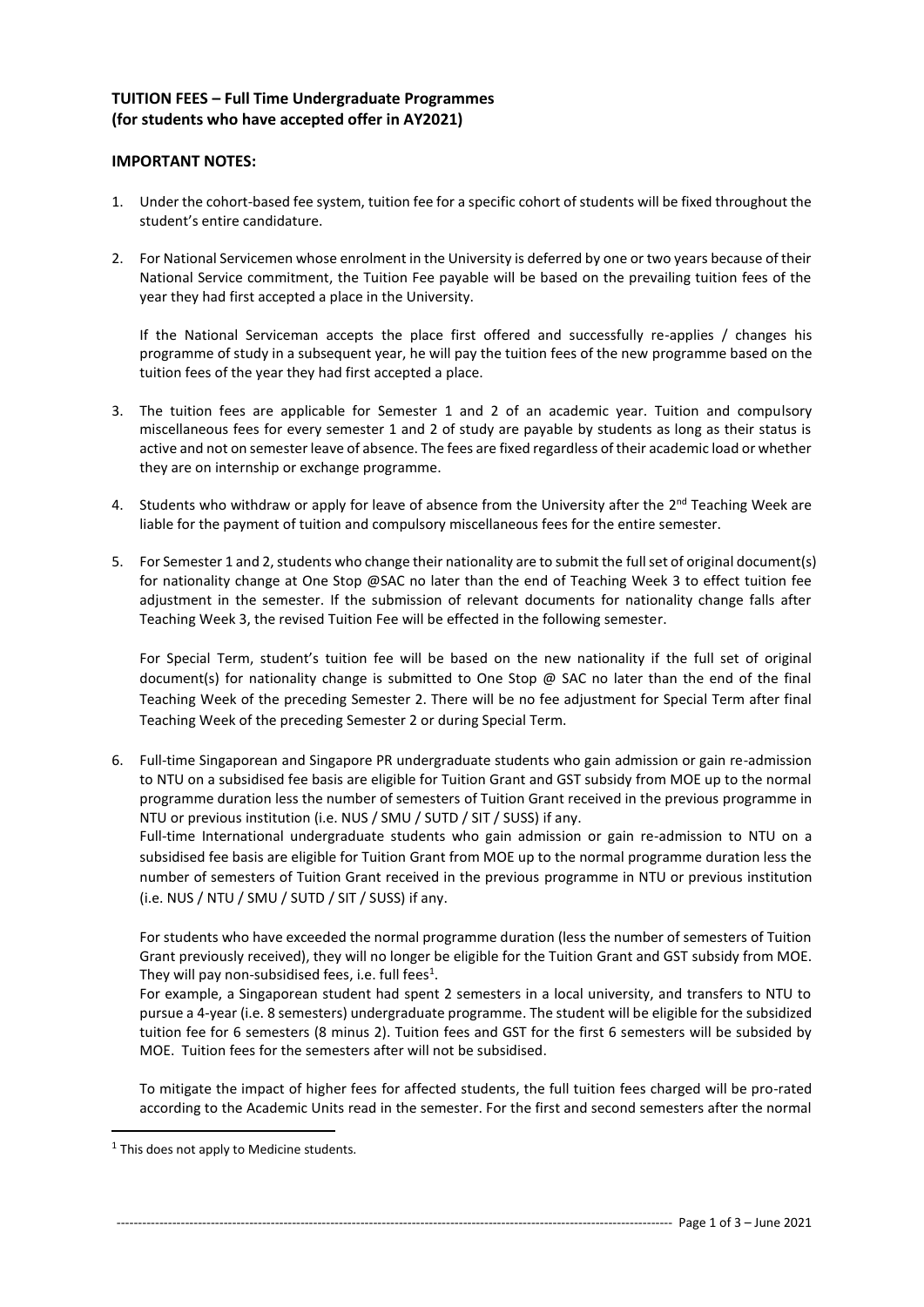**TUITION FEES – Full Time Undergraduate Programmes**
**(for students who have accepted offer in AY2021)**

**IMPORTANT NOTES:**

1. Under the cohort-based fee system, tuition fee for a specific cohort of students will be fixed throughout the student's entire candidature.

2. For National Servicemen whose enrolment in the University is deferred by one or two years because of their National Service commitment, the Tuition Fee payable will be based on the prevailing tuition fees of the year they had first accepted a place in the University.

   If the National Serviceman accepts the place first offered and successfully re-applies / changes his programme of study in a subsequent year, he will pay the tuition fees of the new programme based on the tuition fees of the year they had first accepted a place.

3. The tuition fees are applicable for Semester 1 and 2 of an academic year. Tuition and compulsory miscellaneous fees for every semester 1 and 2 of study are payable by students as long as their status is active and not on semester leave of absence. The fees are fixed regardless of their academic load or whether they are on internship or exchange programme.

4. Students who withdraw or apply for leave of absence from the University after the 2nd Teaching Week are liable for the payment of tuition and compulsory miscellaneous fees for the entire semester.

5. For Semester 1 and 2, students who change their nationality are to submit the full set of original document(s) for nationality change at One Stop @SAC no later than the end of Teaching Week 3 to effect tuition fee adjustment in the semester. If the submission of relevant documents for nationality change falls after Teaching Week 3, the revised Tuition Fee will be effected in the following semester.

   For Special Term, student's tuition fee will be based on the new nationality if the full set of original document(s) for nationality change is submitted to One Stop @ SAC no later than the end of the final Teaching Week of the preceding Semester 2. There will be no fee adjustment for Special Term after final Teaching Week of the preceding Semester 2 or during Special Term.

6. Full-time Singaporean and Singapore PR undergraduate students who gain admission or gain re-admission to NTU on a subsidised fee basis are eligible for Tuition Grant and GST subsidy from MOE up to the normal programme duration less the number of semesters of Tuition Grant received in the previous programme in NTU or previous institution (i.e. NUS / SMU / SUTD / SIT / SUSS) if any.
   Full-time International undergraduate students who gain admission or gain re-admission to NTU on a subsidised fee basis are eligible for Tuition Grant from MOE up to the normal programme duration less the number of semesters of Tuition Grant received in the previous programme in NTU or previous institution (i.e. NUS / NTU / SMU / SUTD / SIT / SUSS) if any.

   For students who have exceeded the normal programme duration (less the number of semesters of Tuition Grant previously received), they will no longer be eligible for the Tuition Grant and GST subsidy from MOE. They will pay non-subsidised fees, i.e. full fees[1].
   For example, a Singaporean student had spent 2 semesters in a local university, and transfers to NTU to pursue a 4-year (i.e. 8 semesters) undergraduate programme. The student will be eligible for the subsidized tuition fee for 6 semesters (8 minus 2). Tuition fees and GST for the first 6 semesters will be subsided by MOE. Tuition fees for the semesters after will not be subsidised.

   To mitigate the impact of higher fees for affected students, the full tuition fees charged will be pro-rated according to the Academic Units read in the semester. For the first and second semesters after the normal

[1] This does not apply to Medicine students.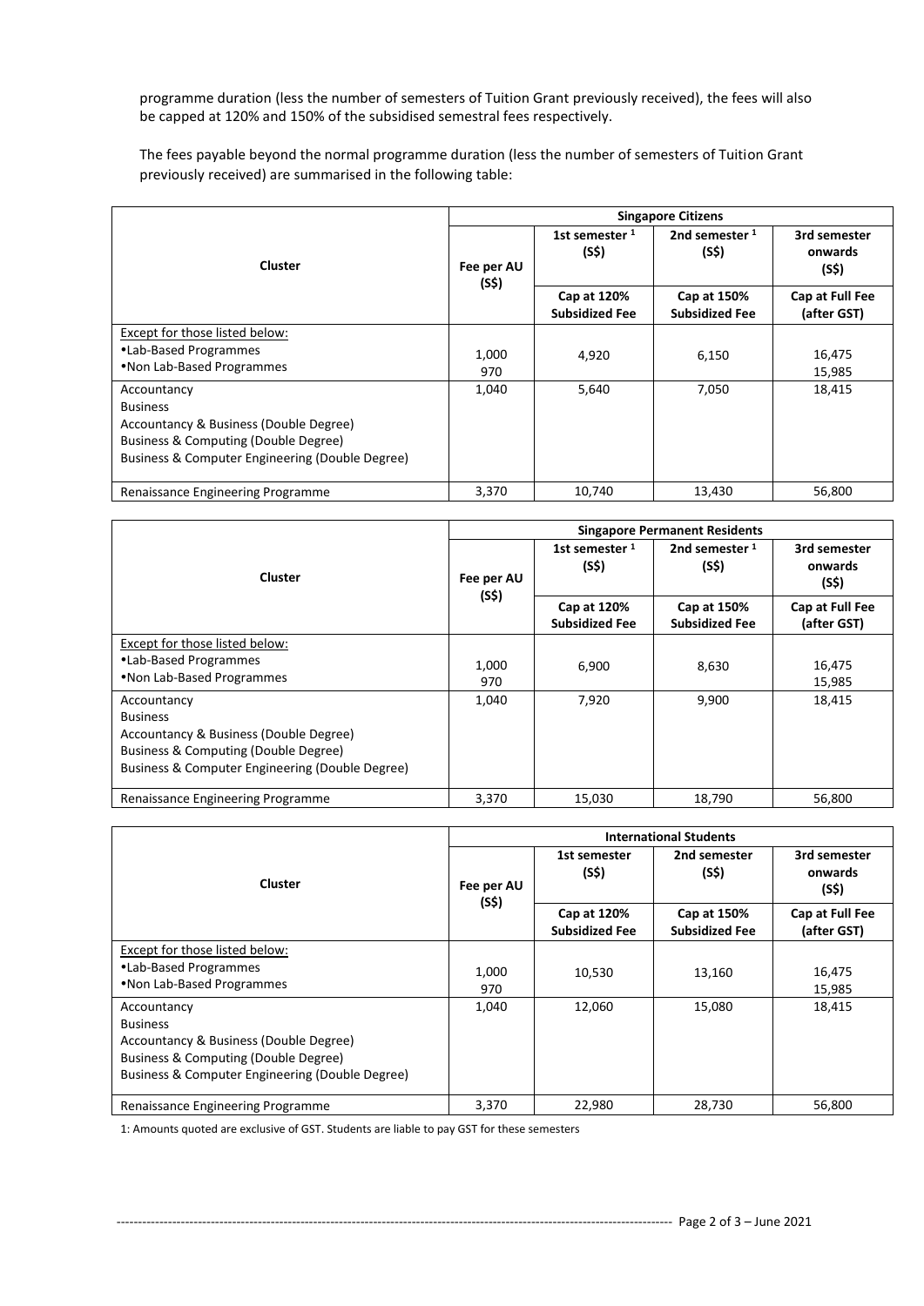programme duration (less the number of semesters of Tuition Grant previously received), the fees will also be capped at 120% and 150% of the subsidised semestral fees respectively.

The fees payable beyond the normal programme duration (less the number of semesters of Tuition Grant previously received) are summarised in the following table:

| Cluster | Singapore Citizens | | | |
|---|---|---|---|---|
| | Fee per AU (S$) | 1st semester [1] (S$) | 2nd semester [1] (S$) | 3rd semester onwards (S$) |
| | | Cap at 120% Subsidized Fee | Cap at 150% Subsidized Fee | Cap at Full Fee (after GST) |
| Except for those listed below:<br>•Lab-Based Programmes<br>•Non Lab-Based Programmes | 1,000<br>970 | 4,920 | 6,150 | 16,475<br>15,985 |
| Accountancy<br>Business<br>Accountancy & Business (Double Degree)<br>Business & Computing (Double Degree)<br>Business & Computer Engineering (Double Degree) | 1,040 | 5,640 | 7,050 | 18,415 |
| Renaissance Engineering Programme | 3,370 | 10,740 | 13,430 | 56,800 |

| Cluster | Singapore Permanent Residents | | | |
|---|---|---|---|---|
| | Fee per AU (S$) | 1st semester [1] (S$) | 2nd semester [1] (S$) | 3rd semester onwards (S$) |
| | | Cap at 120% Subsidized Fee | Cap at 150% Subsidized Fee | Cap at Full Fee (after GST) |
| Except for those listed below:<br>•Lab-Based Programmes<br>•Non Lab-Based Programmes | 1,000<br>970 | 6,900 | 8,630 | 16,475<br>15,985 |
| Accountancy<br>Business<br>Accountancy & Business (Double Degree)<br>Business & Computing (Double Degree)<br>Business & Computer Engineering (Double Degree) | 1,040 | 7,920 | 9,900 | 18,415 |
| Renaissance Engineering Programme | 3,370 | 15,030 | 18,790 | 56,800 |

| Cluster | International Students | | | |
|---|---|---|---|---|
| | Fee per AU (S$) | 1st semester (S$) | 2nd semester (S$) | 3rd semester onwards (S$) |
| | | Cap at 120% Subsidized Fee | Cap at 150% Subsidized Fee | Cap at Full Fee (after GST) |
| Except for those listed below:<br>•Lab-Based Programmes<br>•Non Lab-Based Programmes | 1,000<br>970 | 10,530 | 13,160 | 16,475<br>15,985 |
| Accountancy<br>Business<br>Accountancy & Business (Double Degree)<br>Business & Computing (Double Degree)<br>Business & Computer Engineering (Double Degree) | 1,040 | 12,060 | 15,080 | 18,415 |
| Renaissance Engineering Programme | 3,370 | 22,980 | 28,730 | 56,800 |

1: Amounts quoted are exclusive of GST. Students are liable to pay GST for these semesters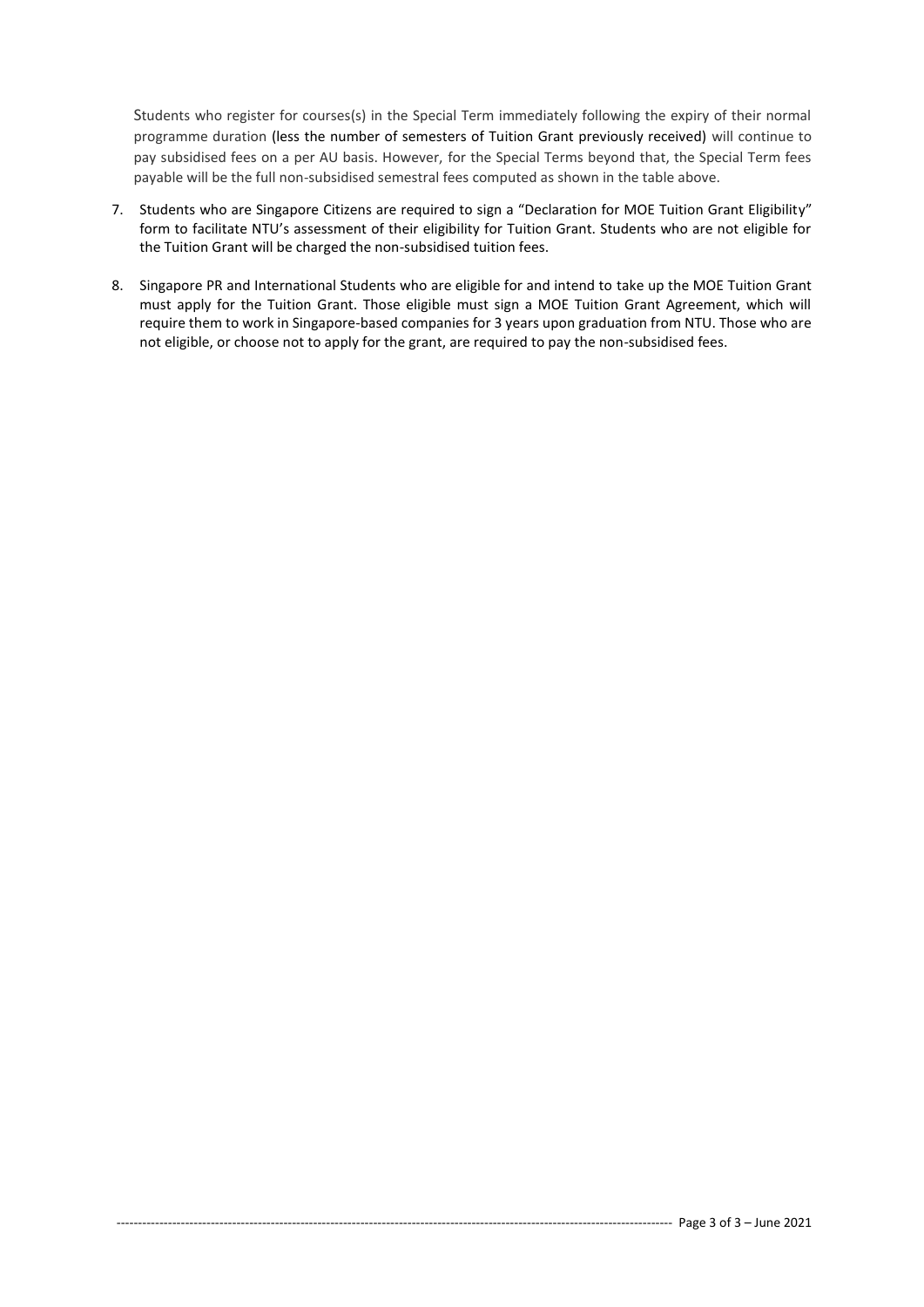Students who register for courses(s) in the Special Term immediately following the expiry of their normal programme duration (less the number of semesters of Tuition Grant previously received) will continue to pay subsidised fees on a per AU basis. However, for the Special Terms beyond that, the Special Term fees payable will be the full non-subsidised semestral fees computed as shown in the table above.

7. Students who are Singapore Citizens are required to sign a "Declaration for MOE Tuition Grant Eligibility" form to facilitate NTU's assessment of their eligibility for Tuition Grant. Students who are not eligible for the Tuition Grant will be charged the non-subsidised tuition fees.

8. Singapore PR and International Students who are eligible for and intend to take up the MOE Tuition Grant must apply for the Tuition Grant. Those eligible must sign a MOE Tuition Grant Agreement, which will require them to work in Singapore-based companies for 3 years upon graduation from NTU. Those who are not eligible, or choose not to apply for the grant, are required to pay the non-subsidised fees.